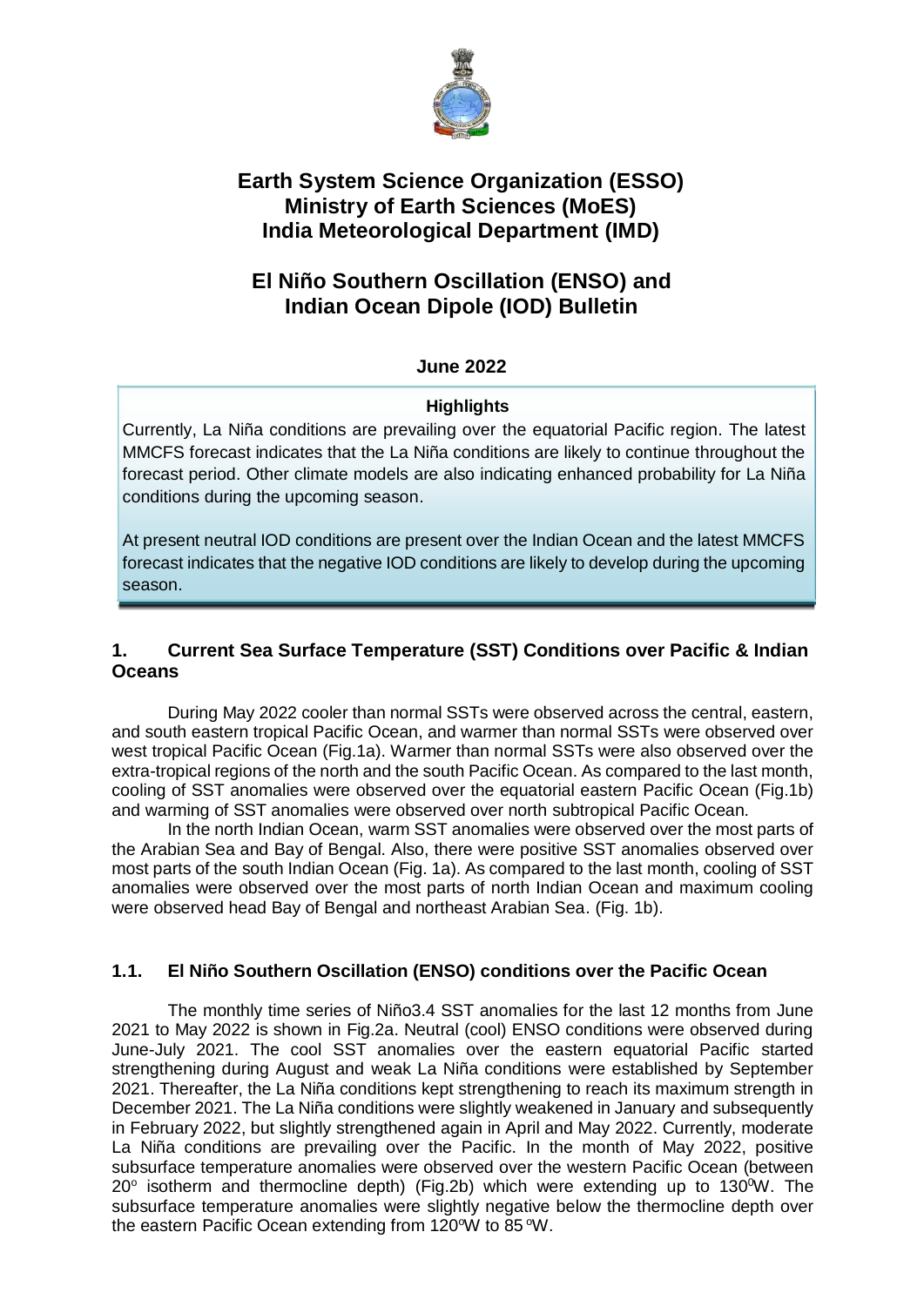# Earth System Science Organization (ESSO)
# Ministry of Earth Sciences (MoES)
# India Meteorological Department (IMD)

## El Niño Southern Oscillation (ENSO) and Indian Ocean Dipole (IOD) Bulletin

**June 2022**

**Highlights**

Currently, La Niña conditions are prevailing over the equatorial Pacific region. The latest MMCFS forecast indicates that the La Niña conditions are likely to continue throughout the forecast period. Other climate models are also indicating enhanced probability for La Niña conditions during the upcoming season.

At present neutral IOD conditions are present over the Indian Ocean and the latest MMCFS forecast indicates that the negative IOD conditions are likely to develop during the upcoming season.

## 1. Current Sea Surface Temperature (SST) Conditions over Pacific & Indian Oceans

During May 2022 cooler than normal SSTs were observed across the central, eastern, and south eastern tropical Pacific Ocean, and warmer than normal SSTs were observed over west tropical Pacific Ocean (Fig.1a). Warmer than normal SSTs were also observed over the extra-tropical regions of the north and the south Pacific Ocean. As compared to the last month, cooling of SST anomalies were observed over the equatorial eastern Pacific Ocean (Fig.1b) and warming of SST anomalies were observed over north subtropical Pacific Ocean.

In the north Indian Ocean, warm SST anomalies were observed over the most parts of the Arabian Sea and Bay of Bengal. Also, there were positive SST anomalies observed over most parts of the south Indian Ocean (Fig. 1a). As compared to the last month, cooling of SST anomalies were observed over the most parts of north Indian Ocean and maximum cooling were observed head Bay of Bengal and northeast Arabian Sea. (Fig. 1b).

### 1.1. El Niño Southern Oscillation (ENSO) conditions over the Pacific Ocean

The monthly time series of Niño3.4 SST anomalies for the last 12 months from June 2021 to May 2022 is shown in Fig.2a. Neutral (cool) ENSO conditions were observed during June-July 2021. The cool SST anomalies over the eastern equatorial Pacific started strengthening during August and weak La Niña conditions were established by September 2021. Thereafter, the La Niña conditions kept strengthening to reach its maximum strength in December 2021. The La Niña conditions were slightly weakened in January and subsequently in February 2022, but slightly strengthened again in April and May 2022. Currently, moderate La Niña conditions are prevailing over the Pacific. In the month of May 2022, positive subsurface temperature anomalies were observed over the western Pacific Ocean (between $20^{o}$ isotherm and thermocline depth) (Fig.2b) which were extending up to $130^{0}$W. The subsurface temperature anomalies were slightly negative below the thermocline depth over the eastern Pacific Ocean extending from $120^{o}$W to $85^{o}$W.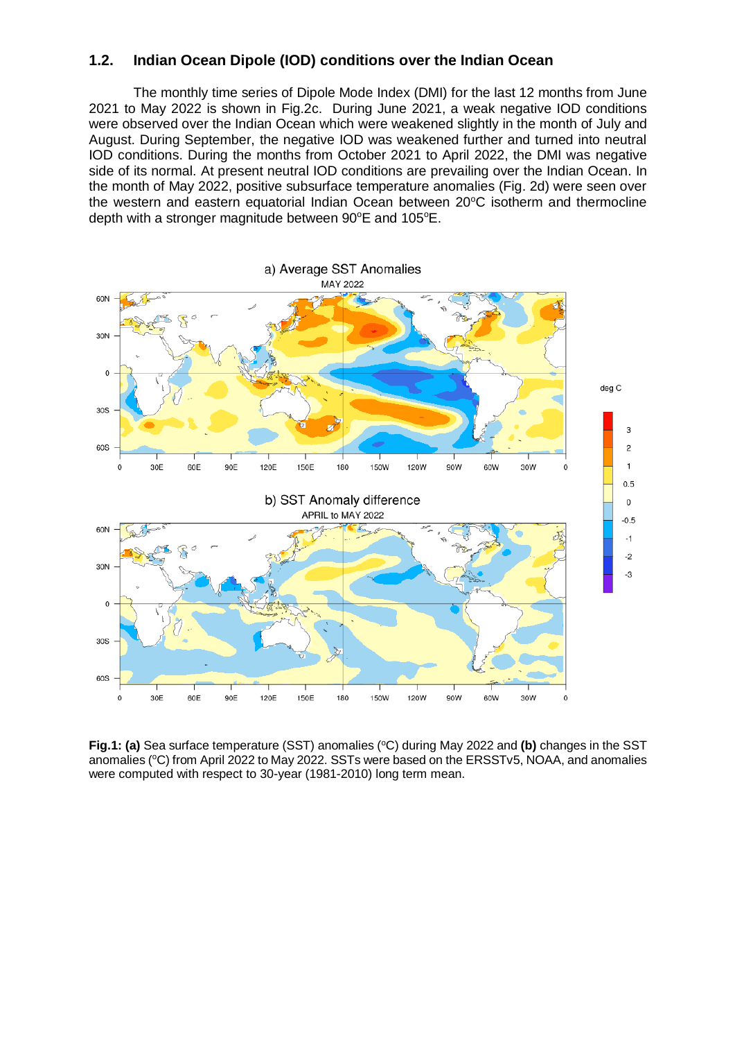## 1.2. Indian Ocean Dipole (IOD) conditions over the Indian Ocean

The monthly time series of Dipole Mode Index (DMI) for the last 12 months from June 2021 to May 2022 is shown in Fig.2c. During June 2021, a weak negative IOD conditions were observed over the Indian Ocean which were weakened slightly in the month of July and August. During September, the negative IOD was weakened further and turned into neutral IOD conditions. During the months from October 2021 to April 2022, the DMI was negative side of its normal. At present neutral IOD conditions are prevailing over the Indian Ocean. In the month of May 2022, positive subsurface temperature anomalies (Fig. 2d) were seen over the western and eastern equatorial Indian Ocean between 20°C isotherm and thermocline depth with a stronger magnitude between 90°E and 105°E.

**Fig.1: (a)** Sea surface temperature (SST) anomalies (°C) during May 2022 and **(b)** changes in the SST anomalies (°C) from April 2022 to May 2022. SSTs were based on the ERSSTv5, NOAA, and anomalies were computed with respect to 30-year (1981-2010) long term mean.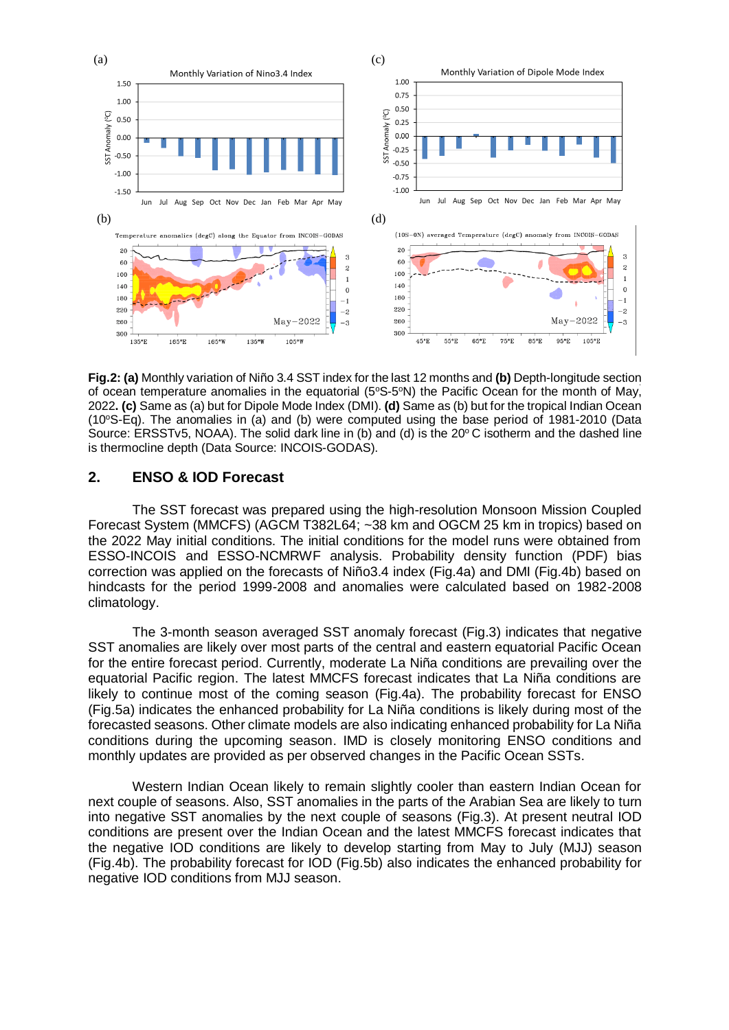**Fig.2: (a)** Monthly variation of Niño 3.4 SST index for the last 12 months and **(b)** Depth-longitude section of ocean temperature anomalies in the equatorial (5°S-5°N) the Pacific Ocean for the month of May, 2022**. (c)** Same as (a) but for Dipole Mode Index (DMI). **(d)** Same as (b) but for the tropical Indian Ocean (10°S-Eq). The anomalies in (a) and (b) were computed using the base period of 1981-2010 (Data Source: ERSSTv5, NOAA). The solid dark line in (b) and (d) is the 20° C isotherm and the dashed line is thermocline depth (Data Source: INCOIS-GODAS).

## 2. ENSO & IOD Forecast

The SST forecast was prepared using the high-resolution Monsoon Mission Coupled Forecast System (MMCFS) (AGCM T382L64; ~38 km and OGCM 25 km in tropics) based on the 2022 May initial conditions. The initial conditions for the model runs were obtained from ESSO-INCOIS and ESSO-NCMRWF analysis. Probability density function (PDF) bias correction was applied on the forecasts of Niño3.4 index (Fig.4a) and DMI (Fig.4b) based on hindcasts for the period 1999-2008 and anomalies were calculated based on 1982-2008 climatology.

The 3-month season averaged SST anomaly forecast (Fig.3) indicates that negative SST anomalies are likely over most parts of the central and eastern equatorial Pacific Ocean for the entire forecast period. Currently, moderate La Niña conditions are prevailing over the equatorial Pacific region. The latest MMCFS forecast indicates that La Niña conditions are likely to continue most of the coming season (Fig.4a). The probability forecast for ENSO (Fig.5a) indicates the enhanced probability for La Niña conditions is likely during most of the forecasted seasons. Other climate models are also indicating enhanced probability for La Niña conditions during the upcoming season. IMD is closely monitoring ENSO conditions and monthly updates are provided as per observed changes in the Pacific Ocean SSTs.

Western Indian Ocean likely to remain slightly cooler than eastern Indian Ocean for next couple of seasons. Also, SST anomalies in the parts of the Arabian Sea are likely to turn into negative SST anomalies by the next couple of seasons (Fig.3). At present neutral IOD conditions are present over the Indian Ocean and the latest MMCFS forecast indicates that the negative IOD conditions are likely to develop starting from May to July (MJJ) season (Fig.4b). The probability forecast for IOD (Fig.5b) also indicates the enhanced probability for negative IOD conditions from MJJ season.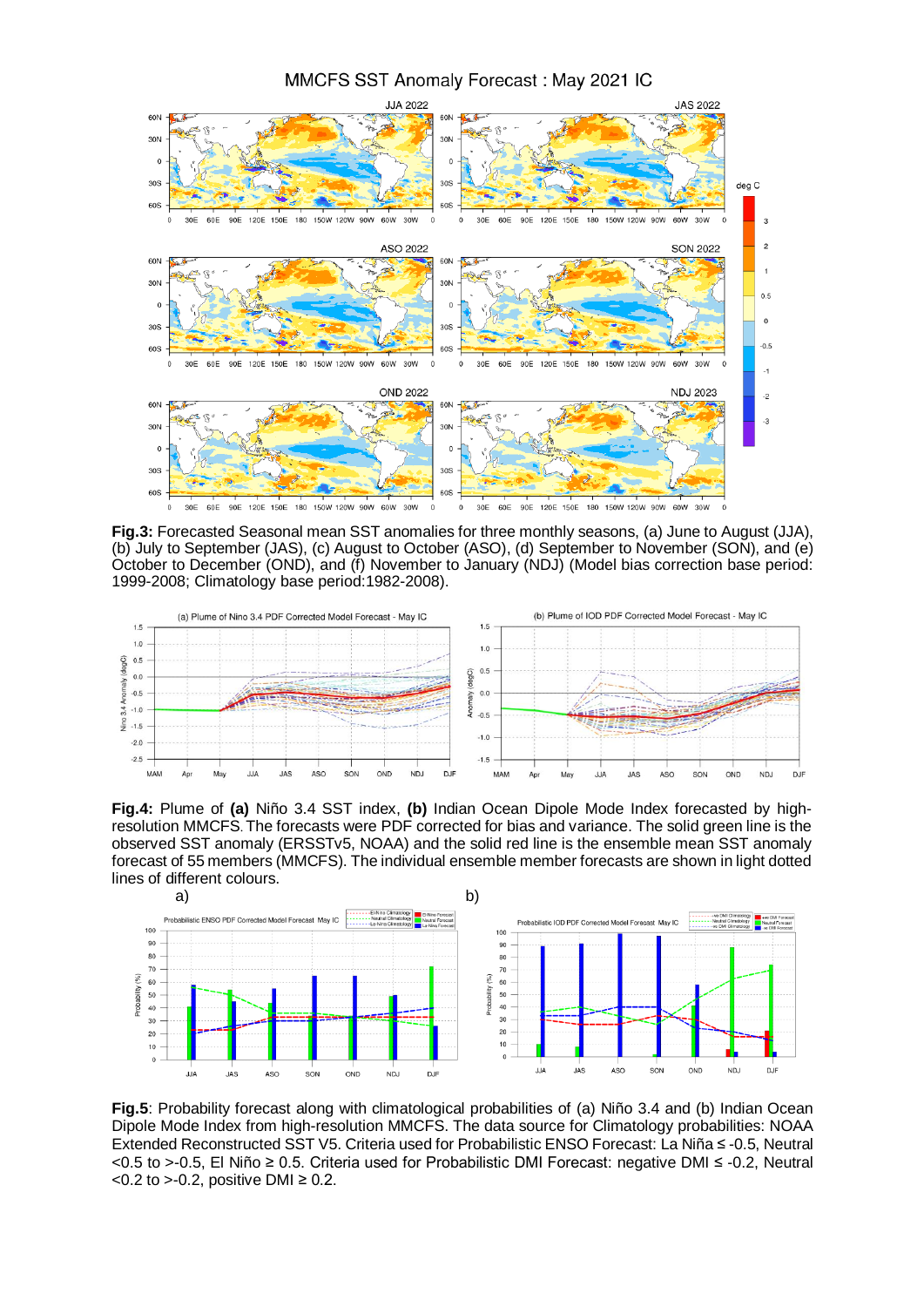MMCFS SST Anomaly Forecast : May 2021 IC

JJA 2022

JAS 2022

ASO 2022

SON 2022

OND 2022

NDJ 2023

deg C

**Fig.3:** Forecasted Seasonal mean SST anomalies for three monthly seasons, (a) June to August (JJA), (b) July to September (JAS), (c) August to October (ASO), (d) September to November (SON), and (e) October to December (OND), and (f) November to January (NDJ) (Model bias correction base period: 1999-2008; Climatology base period:1982-2008).

(a) Plume of Nino 3.4 PDF Corrected Model Forecast - May IC

(b) Plume of IOD PDF Corrected Model Forecast - May IC

**Fig.4:** Plume of **(a)** Niño 3.4 SST index, **(b)** Indian Ocean Dipole Mode Index forecasted by high-resolution MMCFS. The forecasts were PDF corrected for bias and variance. The solid green line is the observed SST anomaly (ERSSTv5, NOAA) and the solid red line is the ensemble mean SST anomaly forecast of 55 members (MMCFS). The individual ensemble member forecasts are shown in light dotted lines of different colours.

a)

Probabilistic ENSO PDF Corrected Model Forecast May IC

b)

Probabilistic IOD PDF Corrected Model Forecast May IC

**Fig.5**: Probability forecast along with climatological probabilities of (a) Niño 3.4 and (b) Indian Ocean Dipole Mode Index from high-resolution MMCFS. The data source for Climatology probabilities: NOAA Extended Reconstructed SST V5. Criteria used for Probabilistic ENSO Forecast: La Niña ≤ -0.5, Neutral <0.5 to >-0.5, El Niño ≥ 0.5. Criteria used for Probabilistic DMI Forecast: negative DMI ≤ -0.2, Neutral <0.2 to >-0.2, positive DMI ≥ 0.2.